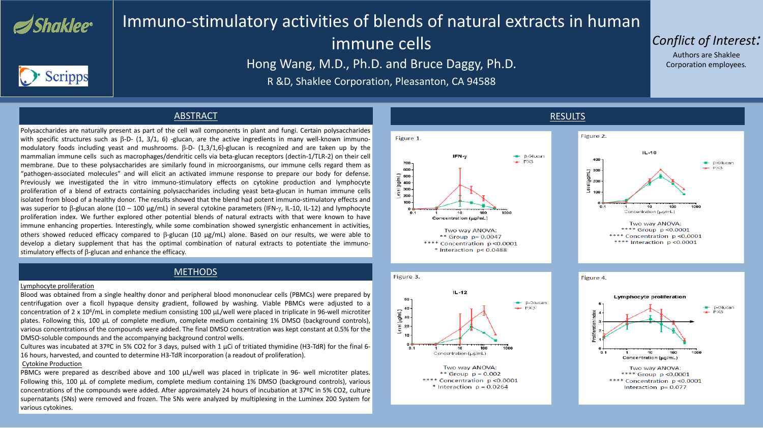# Immuno-stimulatory activities of blends of natural extracts in human immune cells

Hong Wang, M.D., Ph.D. and Bruce Daggy, Ph.D.

R &D, Shaklee Corporation, Pleasanton, CA 94588

*Conflict of Interest:*
Authors are Shaklee Corporation employees.

## ABSTRACT

Polysaccharides are naturally present as part of the cell wall components in plant and fungi. Certain polysaccharides with specific structures such as β-D- (1, 3/1, 6) -glucan, are the active ingredients in many well-known immuno-modulatory foods including yeast and mushrooms. β-D- (1,3/1,6)-glucan is recognized and are taken up by the mammalian immune cells such as macrophages/dendritic cells via beta-glucan receptors (dectin-1/TLR-2) on their cell membrane. Due to these polysaccharides are similarly found in microorganisms, our immune cells regard them as "pathogen-associated molecules" and will elicit an activated immune response to prepare our body for defense. Previously we investigated the in vitro immuno-stimulatory effects on cytokine production and lymphocyte proliferation of a blend of extracts containing polysaccharides including yeast beta-glucan in human immune cells isolated from blood of a healthy donor. The results showed that the blend had potent immuno-stimulatory effects and was superior to β-glucan alone (10 – 100 μg/mL) in several cytokine parameters (IFN-γ, IL-10, IL-12) and lymphocyte proliferation index. We further explored other potential blends of natural extracts with that were known to have immune enhancing properties. Interestingly, while some combination showed synergistic enhancement in activities, others showed reduced efficacy compared to β-glucan (10 μg/mL) alone. Based on our results, we were able to develop a dietary supplement that has the optimal combination of natural extracts to potentiate the immuno-stimulatory effects of β-glucan and enhance the efficacy.

## METHODS

Lymphocyte proliferation

Blood was obtained from a single healthy donor and peripheral blood mononuclear cells (PBMCs) were prepared by centrifugation over a ficoll hypaque density gradient, followed by washing. Viable PBMCs were adjusted to a concentration of 2 x $10^6$/mL in complete medium consisting 100 μL/well were placed in triplicate in 96-well microtiter plates. Following this, 100 μL of complete medium, complete medium containing 1% DMSO (background controls), various concentrations of the compounds were added. The final DMSO concentration was kept constant at 0.5% for the DMSO-soluble compounds and the accompanying background control wells.

Cultures was incubated at 37ºC in 5% CO2 for 3 days, pulsed with 1 μCi of tritiated thymidine (H3-TdR) for the final 6-16 hours, harvested, and counted to determine H3-TdR incorporation (a readout of proliferation).

Cytokine Production

PBMCs were prepared as described above and 100 μL/well was placed in triplicate in 96- well microtiter plates. Following this, 100 μL of complete medium, complete medium containing 1% DMSO (background controls), various concentrations of the compounds were added. After approximately 24 hours of incubation at 37ºC in 5% CO2, culture supernatants (SNs) were removed and frozen. The SNs were analyzed by multiplexing in the Luminex 200 System for various cytokines.

## RESULTS

Figure 1.

Two way ANOVA:
** Group p= 0.0047
**** Concentration p <0.0001
* Interaction p< 0.0488

Figure 2.

Two way ANOVA:
**** Group p <0.0001
**** Concentration p <0.0001
**** Interaction p <0.0001

Figure 3.

Two way ANOVA:
** Group p = 0.002
**** Concentration p <0.0001
* Interaction p = 0.0264

Figure 4.

Two way ANOVA:
**** Group p <0.0001
**** Concentration p <0.0001
Interaction p= 0.077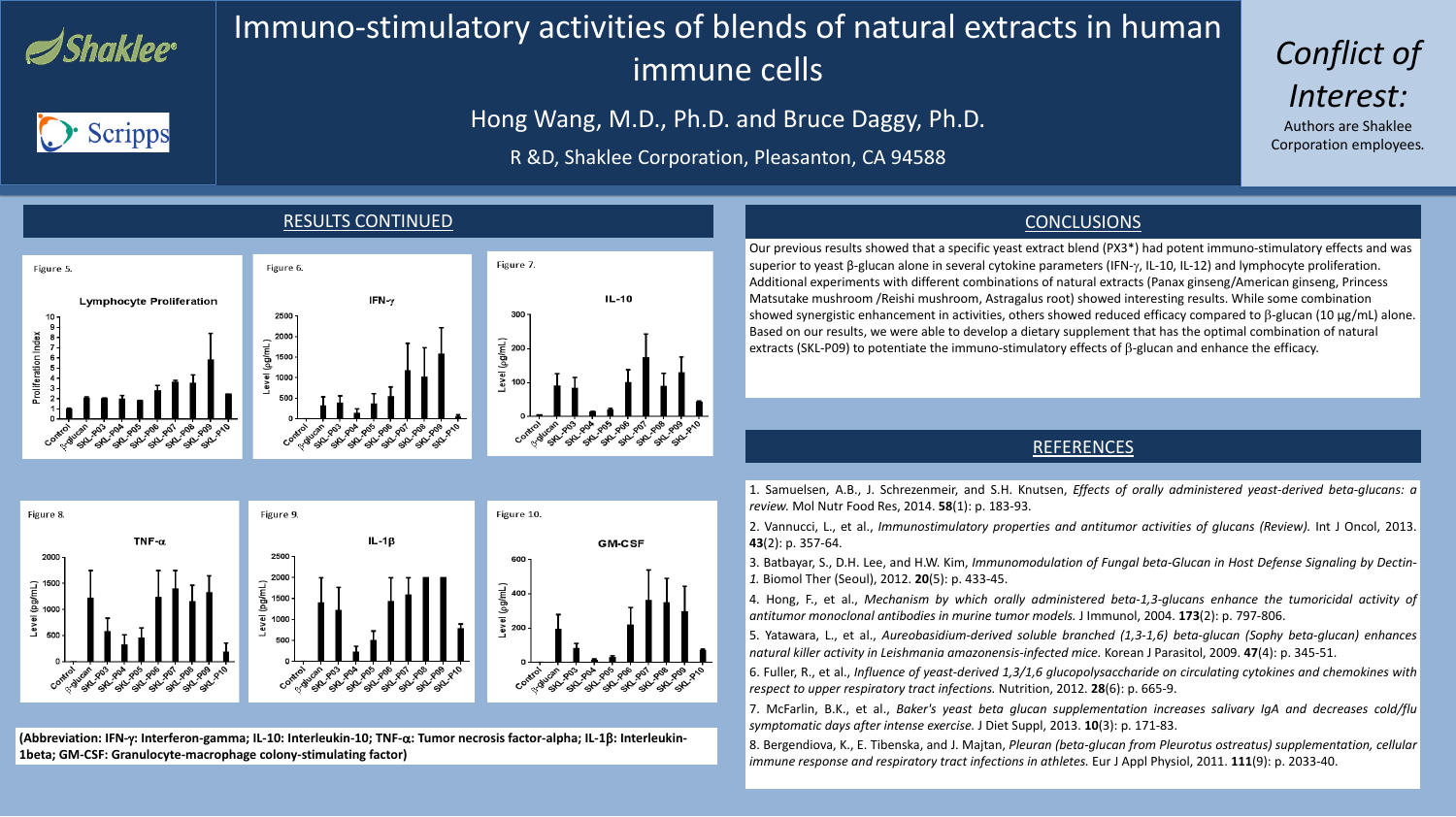# Immuno-stimulatory activities of blends of natural extracts in human immune cells

Hong Wang, M.D., Ph.D. and Bruce Daggy, Ph.D.

R &D, Shaklee Corporation, Pleasanton, CA 94588

*Conflict of Interest:*

Authors are Shaklee Corporation employees.

## RESULTS CONTINUED

Figure 5.

Lymphocyte Proliferation

Proliferation Index

0 1 2 3 4 5 6 7 8 9 10

Control β-glucan SKL-P03 SKL-P04 SKL-P05 SKL-P06 SKL-P07 SKL-P08 SKL-P09 SKL-P10

Figure 6.

IFN-γ

Level (pg/mL)

0 500 1000 1500 2000 2500

Control β-glucan SKL-P03 SKL-P04 SKL-P05 SKL-P06 SKL-P07 SKL-P08 SKL-P09 SKL-P10

Figure 7.

IL-10

Level (pg/mL)

0 100 200 300

Control β-glucan SKL-P03 SKL-P04 SKL-P05 SKL-P06 SKL-P07 SKL-P08 SKL-P09 SKL-P10

Figure 8.

TNF-α

Level (pg/mL)

0 500 1000 1500 2000

Control β-glucan SKL-P03 SKL-P04 SKL-P05 SKL-P06 SKL-P07 SKL-P08 SKL-P09 SKL-P10

Figure 9.

IL-1β

Level (pg/mL)

0 500 1000 1500 2000 2500

Control β-glucan SKL-P03 SKL-P04 SKL-P05 SKL-P06 SKL-P07 SKL-P08 SKL-P09 SKL-P10

Figure 10.

GM-CSF

Level (pg/mL)

0 200 400 600

Control β-glucan SKL-P03 SKL-P04 SKL-P05 SKL-P06 SKL-P07 SKL-P08 SKL-P09 SKL-P10

**(Abbreviation: IFN-γ: Interferon-gamma; IL-10: Interleukin-10; TNF-α: Tumor necrosis factor-alpha; IL-1β: Interleukin-1beta; GM-CSF: Granulocyte-macrophage colony-stimulating factor)**

## CONCLUSIONS

Our previous results showed that a specific yeast extract blend (PX3*) had potent immuno-stimulatory effects and was superior to yeast β-glucan alone in several cytokine parameters (IFN-γ, IL-10, IL-12) and lymphocyte proliferation. Additional experiments with different combinations of natural extracts (Panax ginseng/American ginseng, Princess Matsutake mushroom /Reishi mushroom, Astragalus root) showed interesting results. While some combination showed synergistic enhancement in activities, others showed reduced efficacy compared to β-glucan (10 μg/mL) alone. Based on our results, we were able to develop a dietary supplement that has the optimal combination of natural extracts (SKL-P09) to potentiate the immuno-stimulatory effects of β-glucan and enhance the efficacy.

## REFERENCES

1. Samuelsen, A.B., J. Schrezenmeir, and S.H. Knutsen, *Effects of orally administered yeast-derived beta-glucans: a review.* Mol Nutr Food Res, 2014. **58**(1): p. 183-93.

2. Vannucci, L., et al., *Immunostimulatory properties and antitumor activities of glucans (Review).* Int J Oncol, 2013. **43**(2): p. 357-64.

3. Batbayar, S., D.H. Lee, and H.W. Kim, *Immunomodulation of Fungal beta-Glucan in Host Defense Signaling by Dectin-1.* Biomol Ther (Seoul), 2012. **20**(5): p. 433-45.

4. Hong, F., et al., *Mechanism by which orally administered beta-1,3-glucans enhance the tumoricidal activity of antitumor monoclonal antibodies in murine tumor models.* J Immunol, 2004. **173**(2): p. 797-806.

5. Yatawara, L., et al., *Aureobasidium-derived soluble branched (1,3-1,6) beta-glucan (Sophy beta-glucan) enhances natural killer activity in Leishmania amazonensis-infected mice.* Korean J Parasitol, 2009. **47**(4): p. 345-51.

6. Fuller, R., et al., *Influence of yeast-derived 1,3/1,6 glucopolysaccharide on circulating cytokines and chemokines with respect to upper respiratory tract infections.* Nutrition, 2012. **28**(6): p. 665-9.

7. McFarlin, B.K., et al., *Baker's yeast beta glucan supplementation increases salivary IgA and decreases cold/flu symptomatic days after intense exercise.* J Diet Suppl, 2013. **10**(3): p. 171-83.

8. Bergendiova, K., E. Tibenska, and J. Majtan, *Pleuran (beta-glucan from Pleurotus ostreatus) supplementation, cellular immune response and respiratory tract infections in athletes.* Eur J Appl Physiol, 2011. **111**(9): p. 2033-40.